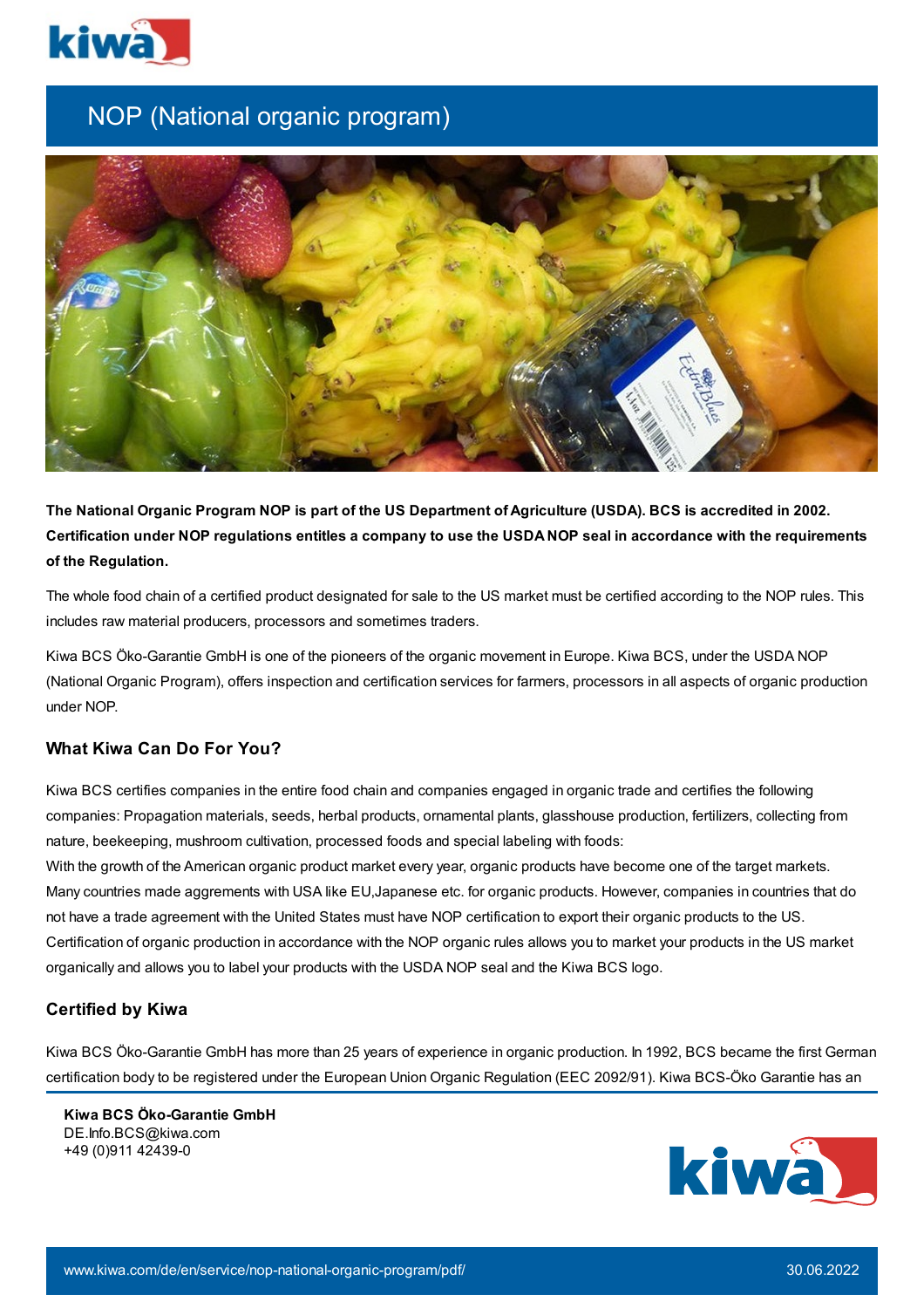# NOP (National organic program)

**The National Organic Program NOP is part of the US Department of Agriculture (USDA). BCS is accredited in 2002. Certification under NOP regulations entitles a company to use the USDA NOP seal in accordance with the requirements of the Regulation.**

The whole food chain of a certified product designated for sale to the US market must be certified according to the NOP rules. This includes raw material producers, processors and sometimes traders.

Kiwa BCS Öko-Garantie GmbH is one of the pioneers of the organic movement in Europe. Kiwa BCS, under the USDA NOP (National Organic Program), offers inspection and certification services for farmers, processors in all aspects of organic production under NOP.

## What Kiwa Can Do For You?

Kiwa BCS certifies companies in the entire food chain and companies engaged in organic trade and certifies the following companies: Propagation materials, seeds, herbal products, ornamental plants, glasshouse production, fertilizers, collecting from nature, beekeeping, mushroom cultivation, processed foods and special labeling with foods:
With the growth of the American organic product market every year, organic products have become one of the target markets. Many countries made aggrements with USA like EU,Japanese etc. for organic products. However, companies in countries that do not have a trade agreement with the United States must have NOP certification to export their organic products to the US. Certification of organic production in accordance with the NOP organic rules allows you to market your products in the US market organically and allows you to label your products with the USDA NOP seal and the Kiwa BCS logo.

## Certified by Kiwa

Kiwa BCS Öko-Garantie GmbH has more than 25 years of experience in organic production. In 1992, BCS became the first German certification body to be registered under the European Union Organic Regulation (EEC 2092/91). Kiwa BCS-Öko Garantie has an

**Kiwa BCS Öko-Garantie GmbH**
DE.Info.BCS@kiwa.com
+49 (0)911 42439-0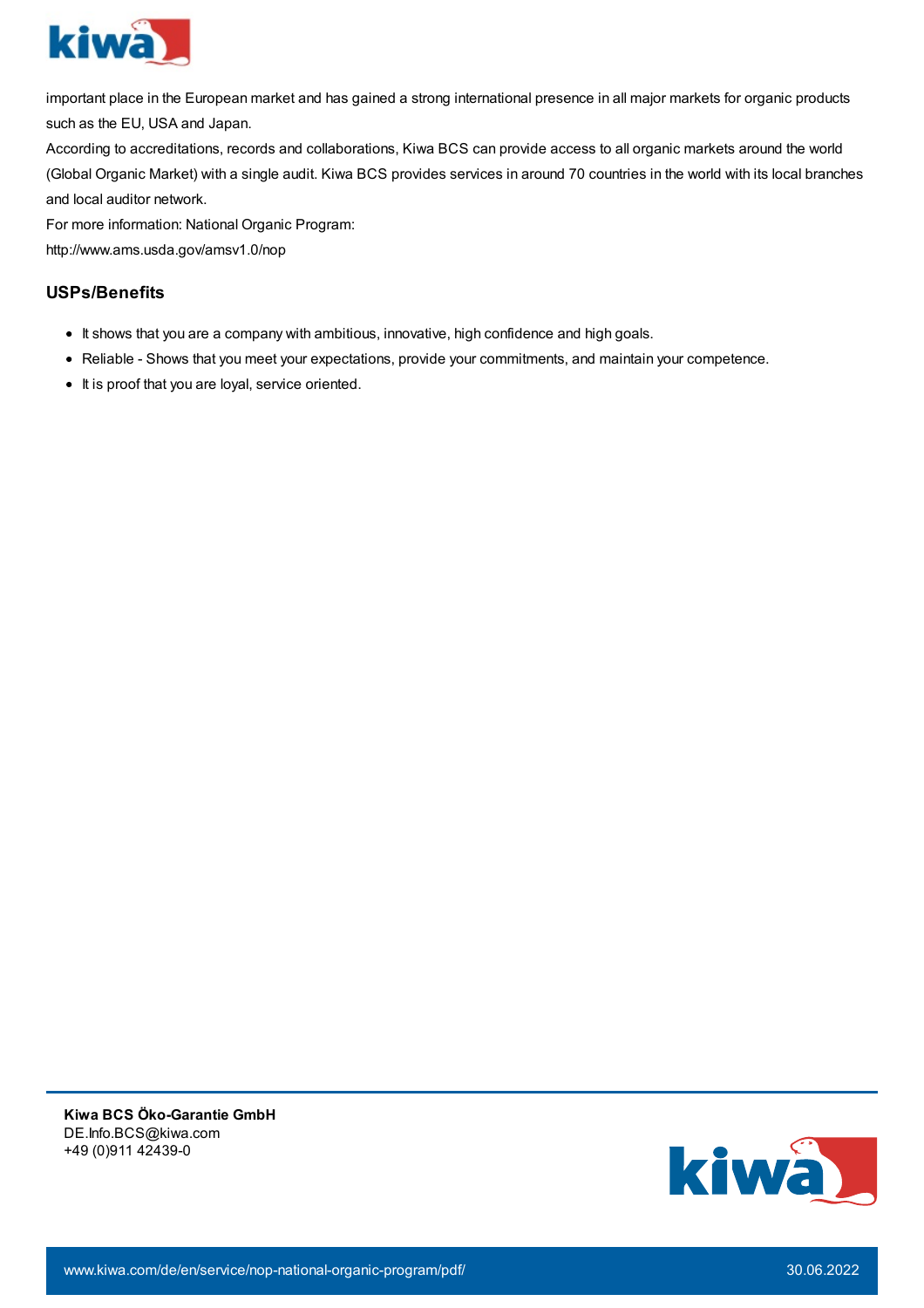important place in the European market and has gained a strong international presence in all major markets for organic products such as the EU, USA and Japan.

According to accreditations, records and collaborations, Kiwa BCS can provide access to all organic markets around the world (Global Organic Market) with a single audit. Kiwa BCS provides services in around 70 countries in the world with its local branches and local auditor network.

For more information: National Organic Program:

http://www.ams.usda.gov/amsv1.0/nop

## USPs/Benefits

- It shows that you are a company with ambitious, innovative, high confidence and high goals.
- Reliable - Shows that you meet your expectations, provide your commitments, and maintain your competence.
- It is proof that you are loyal, service oriented.

**Kiwa BCS Öko-Garantie GmbH**
DE.Info.BCS@kiwa.com
+49 (0)911 42439-0